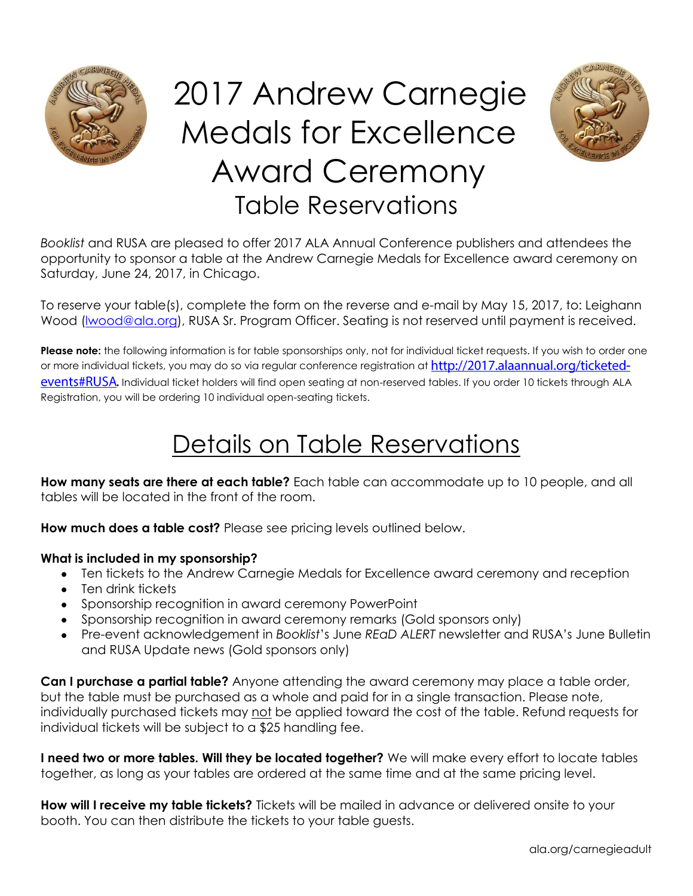# 2017 Andrew Carnegie Medals for Excellence Award Ceremony

## Table Reservations

*Booklist* and RUSA are pleased to offer 2017 ALA Annual Conference publishers and attendees the opportunity to sponsor a table at the Andrew Carnegie Medals for Excellence award ceremony on Saturday, June 24, 2017, in Chicago.

To reserve your table(s), complete the form on the reverse and e-mail by May 15, 2017, to: Leighann Wood (lwood@ala.org), RUSA Sr. Program Officer. Seating is not reserved until payment is received.

**Please note:** the following information is for table sponsorships only, not for individual ticket requests. If you wish to order one or more individual tickets, you may do so via regular conference registration at http://2017.alaannual.org/ticketed-events#RUSA. Individual ticket holders will find open seating at non-reserved tables. If you order 10 tickets through ALA Registration, you will be ordering 10 individual open-seating tickets.

## Details on Table Reservations

**How many seats are there at each table?** Each table can accommodate up to 10 people, and all tables will be located in the front of the room.

**How much does a table cost?** Please see pricing levels outlined below.

**What is included in my sponsorship?**

- Ten tickets to the Andrew Carnegie Medals for Excellence award ceremony and reception
- Ten drink tickets
- Sponsorship recognition in award ceremony PowerPoint
- Sponsorship recognition in award ceremony remarks (Gold sponsors only)
- Pre-event acknowledgement in *Booklist*'s June *REaD ALERT* newsletter and RUSA's June Bulletin and RUSA Update news (Gold sponsors only)

**Can I purchase a partial table?** Anyone attending the award ceremony may place a table order, but the table must be purchased as a whole and paid for in a single transaction. Please note, individually purchased tickets may not be applied toward the cost of the table. Refund requests for individual tickets will be subject to a $25 handling fee.

**I need two or more tables. Will they be located together?** We will make every effort to locate tables together, as long as your tables are ordered at the same time and at the same pricing level.

**How will I receive my table tickets?** Tickets will be mailed in advance or delivered onsite to your booth. You can then distribute the tickets to your table guests.

ala.org/carnegieadult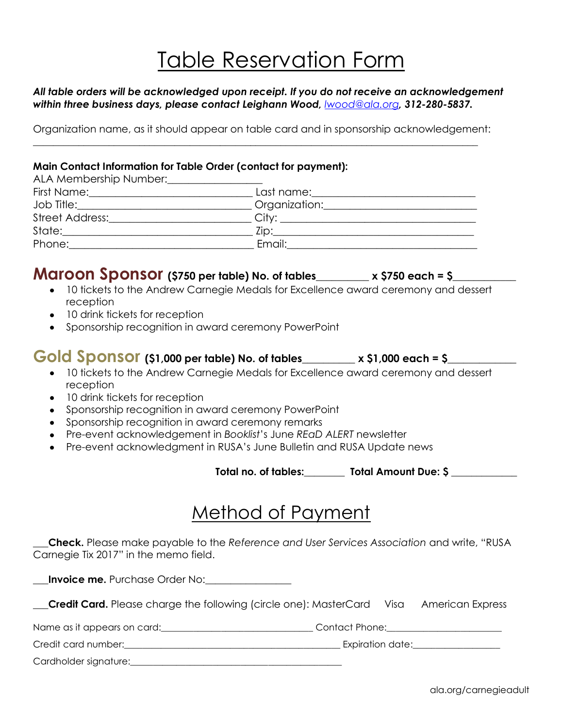# Table Reservation Form

***All table orders will be acknowledged upon receipt. If you do not receive an acknowledgement within three business days, please contact Leighann Wood, [lwood@ala.org](mailto:lwood@ala.org), 312-280-5837.***

Organization name, as it should appear on table card and in sponsorship acknowledgement:
______________________________________________________________________________

**Main Contact Information for Table Order (contact for payment):**

ALA Membership Number:_________________

First Name:______________________________ Last name:______________________________

Job Title:_______________________________ Organization:____________________________

Street Address:__________________________ City: __________________________________

State:__________________________________ Zip:____________________________________

Phone:_________________________________ Email:__________________________________

## Maroon Sponsor **($750 per table) No. of tables__________ x $750 each = $____________**

- 10 tickets to the Andrew Carnegie Medals for Excellence award ceremony and dessert reception
- 10 drink tickets for reception
- Sponsorship recognition in award ceremony PowerPoint

## Gold Sponsor **($1,000 per table) No. of tables__________ x $1,000 each = $_____________**

- 10 tickets to the Andrew Carnegie Medals for Excellence award ceremony and dessert reception
- 10 drink tickets for reception
- Sponsorship recognition in award ceremony PowerPoint
- Sponsorship recognition in award ceremony remarks
- Pre-event acknowledgement in *Booklist*'s June *REaD ALERT* newsletter
- Pre-event acknowledgment in RUSA's June Bulletin and RUSA Update news

**Total no. of tables:________ Total Amount Due: $ _____________**

# Method of Payment

___**Check.** Please make payable to the *Reference and User Services Association* and write, "RUSA Carnegie Tix 2017" in the memo field.

___**Invoice me.** Purchase Order No:_________________

___**Credit Card.** Please charge the following (circle one): MasterCard Visa American Express

Name as it appears on card:________________________________ Contact Phone:________________________

Credit card number:_____________________________________________ Expiration date:__________________

Cardholder signature:____________________________________________

ala.org/carnegieadult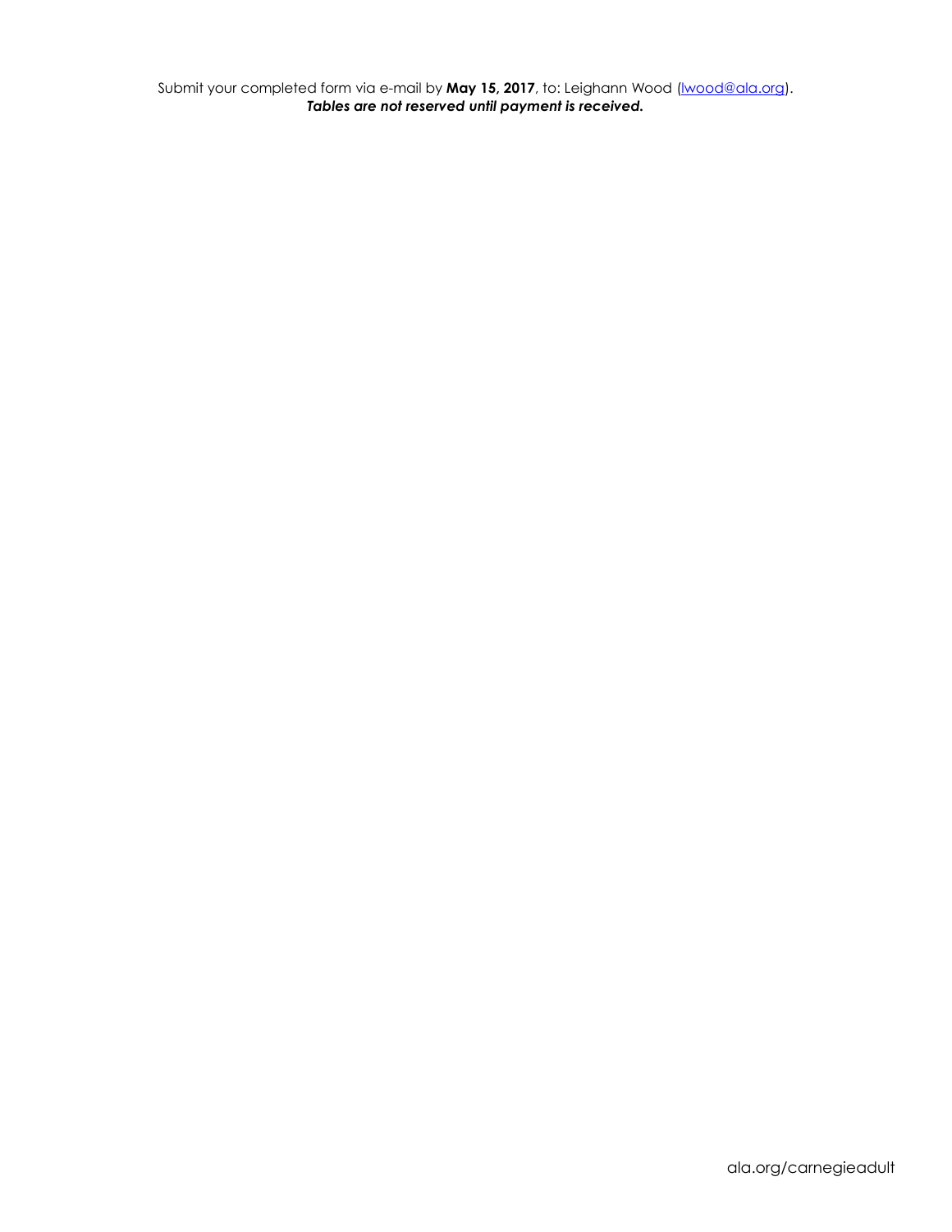Submit your completed form via e-mail by **May 15, 2017**, to: Leighann Wood (lwood@ala.org).
***Tables are not reserved until payment is received.***

ala.org/carnegieadult